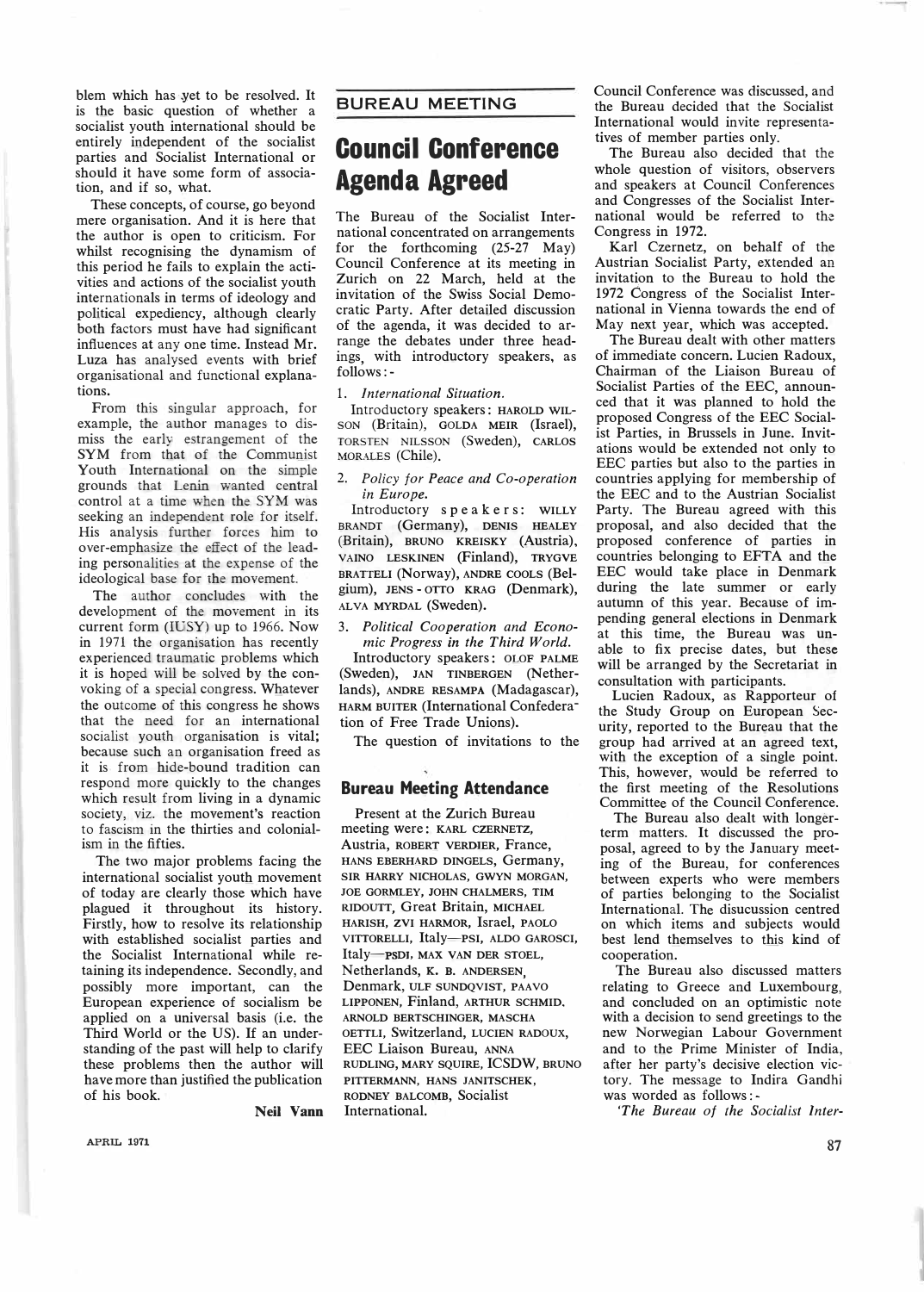blem which has yet to be resolved. It is the basic question of whether a socialist youth international should be entirely independent of the socialist parties and Socialist International or should it have some form of association, and if so, what.

These concepts, of course, go beyond mere organisation. And it is here that the author is open to criticism. For whilst recognising the dynamism of this period he fails to explain the activities and actions of the socialist youth internationals in terms of ideology and political expediency, although clearly both factors must have had significant influences at any one time. Instead Mr. Luza has analysed events with brief organisational and functional explanations.

From this singular approach, for example, the author manages to dismiss the early estrangement of the SYM from that of the Communist Youth International on the simple grounds that Lenin wanted central control at a time when the SYM was seeking an independent role for itself. His analysis further forces him to over-emphasize the effect of the leading personalities at the expense of the ideological base for the movement.

The author concludes with the development of the movement in its current form (IUSY) up to 1966. Now in 1971 the organisation has recently experienced traumatic problems which it is hoped will be solved by the convoking of a special congress. Whatever the outcome of this congress he shows that the need for an international socialist youth organisation is vital; because such an organisation freed as it is from hide-bound tradition can respond more quickly to the changes which result from living in a dynamic society, viz. the movement's reaction to fascism in the thirties and colonialism in the fifties.

The two major problems facing the international socialist youth movement of today are clearly those which have plagued it throughout its history. Firstly, how to resolve its relationship with established socialist parties and the Socialist International while retaining its independence. Secondly, and possibly more important, can the European experience of socialism be applied on a universal basis (i.e. the Third World or the US). If an understanding of the past will help to clarify these problems then the author will have more than justified the publication of his book.

**Neil Vann**

## BUREAU MEETING

# Council Conference Agenda Agreed

The Bureau of the Socialist International concentrated on arrangements for the forthcoming (25-27 May) Council Conference at its meeting in Zurich on 22 March, held at the invitation of the Swiss Social Democratic Party. After detailed discussion of the agenda, it was decided to arrange the debates under three headings, with introductory speakers, as follows:-

1. *International Situation.*

   Introductory speakers: HAROLD WILSON (Britain), GOLDA MEIR (Israel), TORSTEN NILSSON (Sweden), CARLOS MORALES (Chile).

2. *Policy for Peace and Co-operation in Europe.*

   Introductory speakers: WILLY BRANDT (Germany), DENIS HEALEY (Britain), BRUNO KREISKY (Austria), VAINO LESKINEN (Finland), TRYGVE BRATTELI (Norway), ANDRE COOLS (Belgium), JENS-OTTO KRAG (Denmark), ALVA MYRDAL (Sweden).

3. *Political Cooperation and Economic Progress in the Third World.*

   Introductory speakers: OLOF PALME (Sweden), JAN TINBERGEN (Netherlands), ANDRE RESAMPA (Madagascar), HARM BUITER (International Confederation of Free Trade Unions).

The question of invitations to the Council Conference was discussed, and the Bureau decided that the Socialist International would invite representatives of member parties only.

The Bureau also decided that the whole question of visitors, observers and speakers at Council Conferences and Congresses of the Socialist International would be referred to the Congress in 1972.

Karl Czernetz, on behalf of the Austrian Socialist Party, extended an invitation to the Bureau to hold the 1972 Congress of the Socialist International in Vienna towards the end of May next year, which was accepted.

The Bureau dealt with other matters of immediate concern. Lucien Radoux, Chairman of the Liaison Bureau of Socialist Parties of the EEC, announced that it was planned to hold the proposed Congress of the EEC Socialist Parties, in Brussels in June. Invitations would be extended not only to EEC parties but also to the parties in countries applying for membership of the EEC and to the Austrian Socialist Party. The Bureau agreed with this proposal, and also decided that the proposed conference of parties in countries belonging to EFTA and the EEC would take place in Denmark during the late summer or early autumn of this year. Because of impending general elections in Denmark at this time, the Bureau was unable to fix precise dates, but these will be arranged by the Secretariat in consultation with participants.

Lucien Radoux, as Rapporteur of the Study Group on European Security, reported to the Bureau that the group had arrived at an agreed text, with the exception of a single point. This, however, would be referred to the first meeting of the Resolutions Committee of the Council Conference.

The Bureau also dealt with longer-term matters. It discussed the proposal, agreed to by the January meeting of the Bureau, for conferences between experts who were members of parties belonging to the Socialist International. The disucussion centred on which items and subjects would best lend themselves to this kind of cooperation.

The Bureau also discussed matters relating to Greece and Luxembourg, and concluded on an optimistic note with a decision to send greetings to the new Norwegian Labour Government and to the Prime Minister of India, after her party's decisive election victory. The message to Indira Gandhi was worded as follows:-

*'The Bureau of the Socialist Inter-*

## Bureau Meeting Attendance

Present at the Zurich Bureau meeting were: KARL CZERNETZ, Austria, ROBERT VERDIER, France, HANS EBERHARD DINGELS, Germany, SIR HARRY NICHOLAS, GWYN MORGAN, JOE GORMLEY, JOHN CHALMERS, TIM RIDOUTT, Great Britain, MICHAEL HARISH, ZVI HARMOR, Israel, PAOLO VITTORELLI, Italy—PSI, ALDO GAROSCI, Italy—PSDI, MAX VAN DER STOEL, Netherlands, K. B. ANDERSEN, Denmark, ULF SUNDQVIST, PAAVO LIPPONEN, Finland, ARTHUR SCHMID, ARNOLD BERTSCHINGER, MASCHA OETTLI, Switzerland, LUCIEN RADOUX, EEC Liaison Bureau, ANNA RUDLING, MARY SQUIRE, ICSDW, BRUNO PITTERMANN, HANS JANITSCHEK, RODNEY BALCOMB, Socialist International.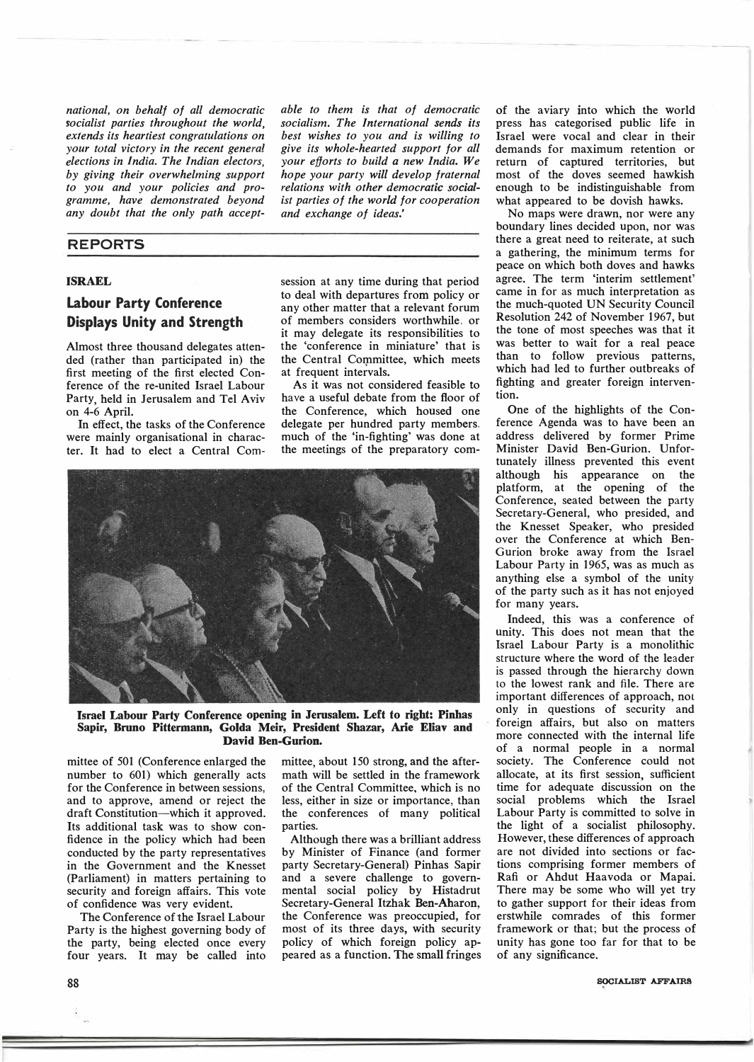*national, on behalf of all democratic socialist parties throughout the world, extends its heartiest congratulations on your total victory in the recent general elections in India. The Indian electors, by giving their overwhelming support to you and your policies and programme, have demonstrated beyond any doubt that the only path acceptable to them is that of democratic socialism. The International sends its best wishes to you and is willing to give its whole-hearted support for all your efforts to build a new India. We hope your party will develop fraternal relations with other democratic socialist parties of the world for cooperation and exchange of ideas.'*

## REPORTS

### ISRAEL

## Labour Party Conference Displays Unity and Strength

Almost three thousand delegates attended (rather than participated in) the first meeting of the first elected Conference of the re-united Israel Labour Party, held in Jerusalem and Tel Aviv on 4-6 April.

In effect, the tasks of the Conference were mainly organisational in character. It had to elect a Central Committee of 501 (Conference enlarged the number to 601) which generally acts for the Conference in between sessions, and to approve, amend or reject the draft Constitution—which it approved. Its additional task was to show confidence in the policy which had been conducted by the party representatives in the Government and the Knesset (Parliament) in matters pertaining to security and foreign affairs. This vote of confidence was very evident.

The Conference of the Israel Labour Party is the highest governing body of the party, being elected once every four years. It may be called into session at any time during that period to deal with departures from policy or any other matter that a relevant forum of members considers worthwhile, or it may delegate its responsibilities to the 'conference in miniature' that is the Central Committee, which meets at frequent intervals.

As it was not considered feasible to have a useful debate from the floor of the Conference, which housed one delegate per hundred party members, much of the 'in-fighting' was done at the meetings of the preparatory committee, about 150 strong, and the aftermath will be settled in the framework of the Central Committee, which is no less, either in size or importance, than the conferences of many political parties.

**Israel Labour Party Conference opening in Jerusalem. Left to right: Pinhas Sapir, Bruno Pittermann, Golda Meir, President Shazar, Arie Eliav and David Ben-Gurion.**

Although there was a brilliant address by Minister of Finance (and former party Secretary-General) Pinhas Sapir and a severe challenge to governmental social policy by Histadrut Secretary-General Itzhak Ben-Aharon, the Conference was preoccupied, for most of its three days, with security policy of which foreign policy appeared as a function. The small fringes of the aviary into which the world press has categorised public life in Israel were vocal and clear in their demands for maximum retention or return of captured territories, but most of the doves seemed hawkish enough to be indistinguishable from what appeared to be dovish hawks.

No maps were drawn, nor were any boundary lines decided upon, nor was there a great need to reiterate, at such a gathering, the minimum terms for peace on which both doves and hawks agree. The term 'interim settlement' came in for as much interpretation as the much-quoted UN Security Council Resolution 242 of November 1967, but the tone of most speeches was that it was better to wait for a real peace than to follow previous patterns, which had led to further outbreaks of fighting and greater foreign intervention.

One of the highlights of the Conference Agenda was to have been an address delivered by former Prime Minister David Ben-Gurion. Unfortunately illness prevented this event although his appearance on the platform, at the opening of the Conference, seated between the party Secretary-General, who presided, and the Knesset Speaker, who presided over the Conference at which Ben-Gurion broke away from the Israel Labour Party in 1965, was as much as anything else a symbol of the unity of the party such as it has not enjoyed for many years.

Indeed, this was a conference of unity. This does not mean that the Israel Labour Party is a monolithic structure where the word of the leader is passed through the hierarchy down to the lowest rank and file. There are important differences of approach, not only in questions of security and foreign affairs, but also on matters more connected with the internal life of a normal people in a normal society. The Conference could not allocate, at its first session, sufficient time for adequate discussion on the social problems which the Israel Labour Party is committed to solve in the light of a socialist philosophy. However, these differences of approach are not divided into sections or factions comprising former members of Rafi or Ahdut Haavoda or Mapai. There may be some who will yet try to gather support for their ideas from erstwhile comrades of this former framework or that; but the process of unity has gone too far for that to be of any significance.